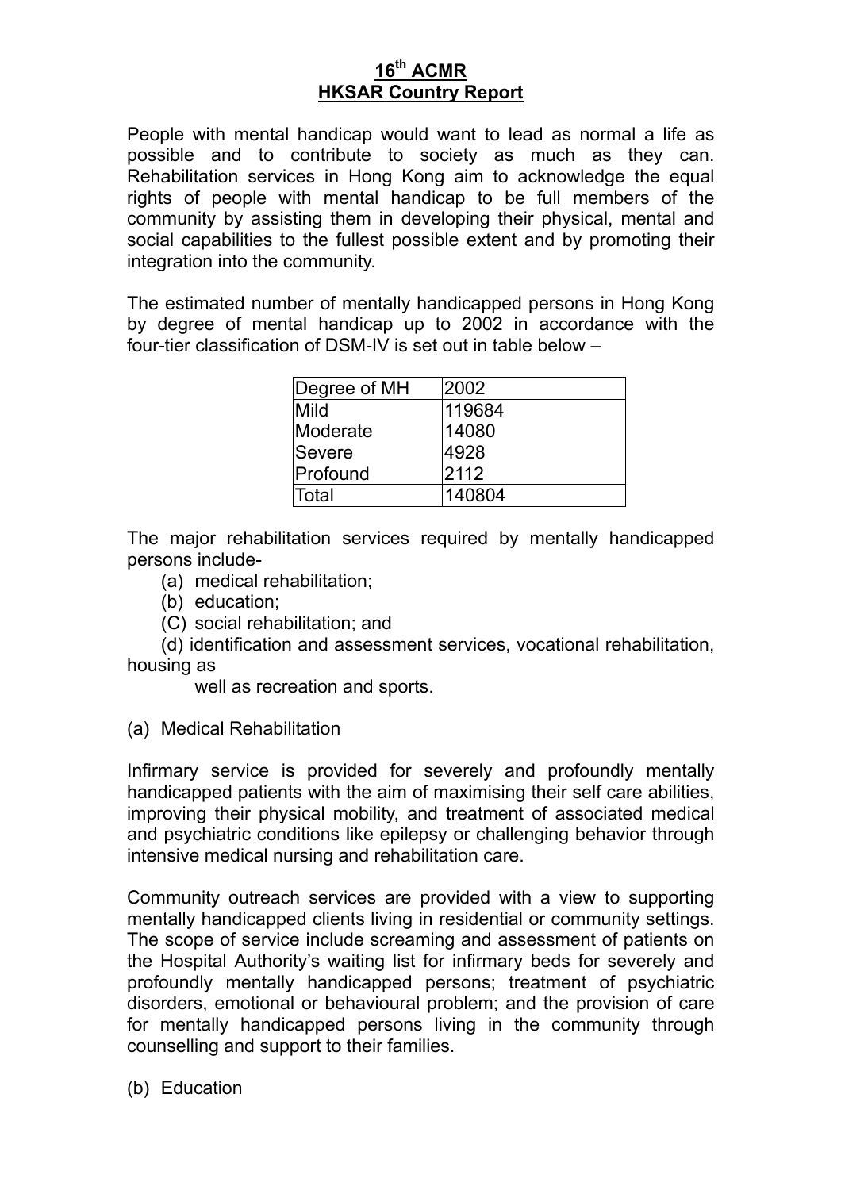# 16th ACMR
# HKSAR Country Report

People with mental handicap would want to lead as normal a life as possible and to contribute to society as much as they can. Rehabilitation services in Hong Kong aim to acknowledge the equal rights of people with mental handicap to be full members of the community by assisting them in developing their physical, mental and social capabilities to the fullest possible extent and by promoting their integration into the community.

The estimated number of mentally handicapped persons in Hong Kong by degree of mental handicap up to 2002 in accordance with the four-tier classification of DSM-IV is set out in table below –

| Degree of MH | 2002 |
|---|---|
| Mild | 119684 |
| Moderate | 14080 |
| Severe | 4928 |
| Profound | 2112 |
| Total | 140804 |

The major rehabilitation services required by mentally handicapped persons include-

(a) medical rehabilitation;
(b) education;
(C) social rehabilitation; and
(d) identification and assessment services, vocational rehabilitation, housing as well as recreation and sports.

(a) Medical Rehabilitation

Infirmary service is provided for severely and profoundly mentally handicapped patients with the aim of maximising their self care abilities, improving their physical mobility, and treatment of associated medical and psychiatric conditions like epilepsy or challenging behavior through intensive medical nursing and rehabilitation care.

Community outreach services are provided with a view to supporting mentally handicapped clients living in residential or community settings. The scope of service include screaming and assessment of patients on the Hospital Authority's waiting list for infirmary beds for severely and profoundly mentally handicapped persons; treatment of psychiatric disorders, emotional or behavioural problem; and the provision of care for mentally handicapped persons living in the community through counselling and support to their families.

(b) Education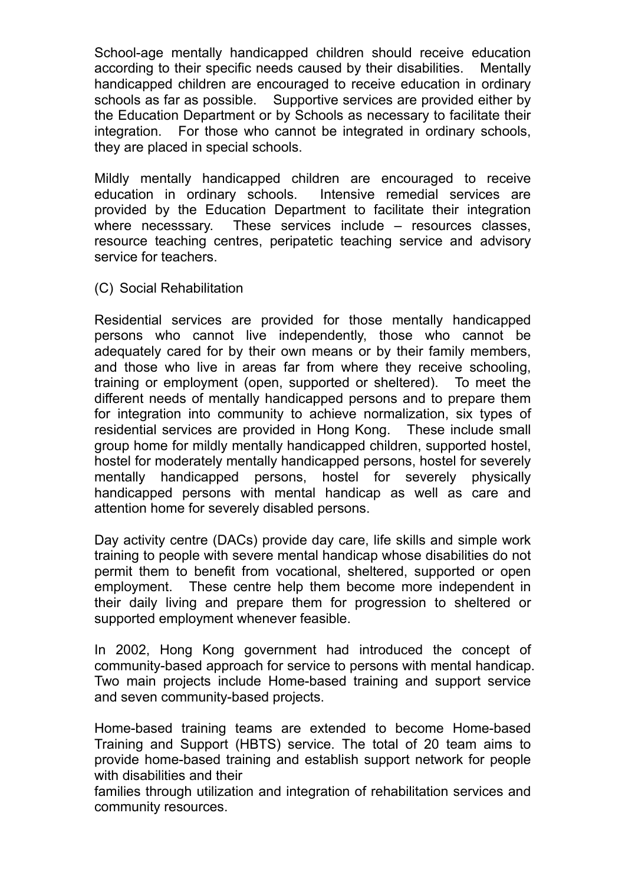School-age mentally handicapped children should receive education according to their specific needs caused by their disabilities. Mentally handicapped children are encouraged to receive education in ordinary schools as far as possible. Supportive services are provided either by the Education Department or by Schools as necessary to facilitate their integration. For those who cannot be integrated in ordinary schools, they are placed in special schools.

Mildly mentally handicapped children are encouraged to receive education in ordinary schools. Intensive remedial services are provided by the Education Department to facilitate their integration where necesssary. These services include – resources classes, resource teaching centres, peripatetic teaching service and advisory service for teachers.

(C) Social Rehabilitation

Residential services are provided for those mentally handicapped persons who cannot live independently, those who cannot be adequately cared for by their own means or by their family members, and those who live in areas far from where they receive schooling, training or employment (open, supported or sheltered). To meet the different needs of mentally handicapped persons and to prepare them for integration into community to achieve normalization, six types of residential services are provided in Hong Kong. These include small group home for mildly mentally handicapped children, supported hostel, hostel for moderately mentally handicapped persons, hostel for severely mentally handicapped persons, hostel for severely physically handicapped persons with mental handicap as well as care and attention home for severely disabled persons.

Day activity centre (DACs) provide day care, life skills and simple work training to people with severe mental handicap whose disabilities do not permit them to benefit from vocational, sheltered, supported or open employment. These centre help them become more independent in their daily living and prepare them for progression to sheltered or supported employment whenever feasible.

In 2002, Hong Kong government had introduced the concept of community-based approach for service to persons with mental handicap. Two main projects include Home-based training and support service and seven community-based projects.

Home-based training teams are extended to become Home-based Training and Support (HBTS) service. The total of 20 team aims to provide home-based training and establish support network for people with disabilities and their families through utilization and integration of rehabilitation services and community resources.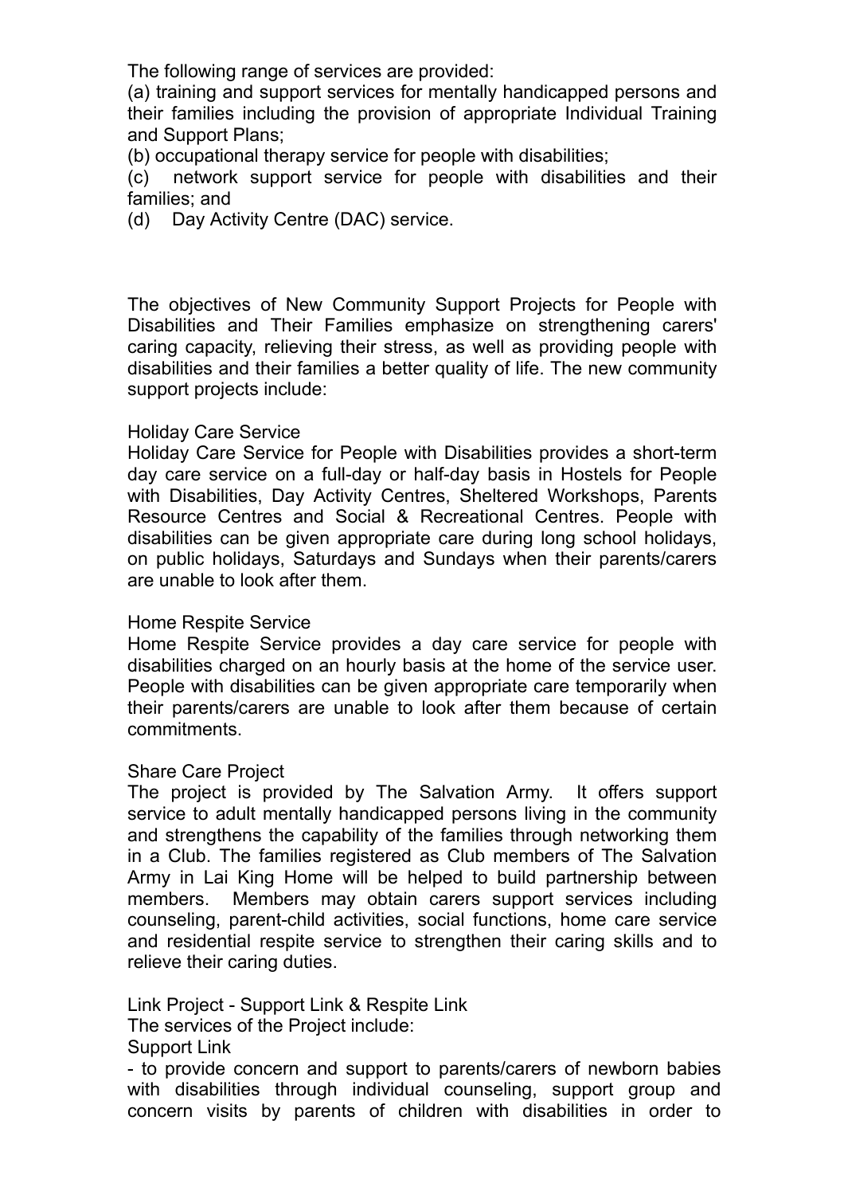The following range of services are provided:

(a) training and support services for mentally handicapped persons and their families including the provision of appropriate Individual Training and Support Plans;

(b) occupational therapy service for people with disabilities;

(c) network support service for people with disabilities and their families; and

(d) Day Activity Centre (DAC) service.

The objectives of New Community Support Projects for People with Disabilities and Their Families emphasize on strengthening carers' caring capacity, relieving their stress, as well as providing people with disabilities and their families a better quality of life. The new community support projects include:

Holiday Care Service

Holiday Care Service for People with Disabilities provides a short-term day care service on a full-day or half-day basis in Hostels for People with Disabilities, Day Activity Centres, Sheltered Workshops, Parents Resource Centres and Social & Recreational Centres. People with disabilities can be given appropriate care during long school holidays, on public holidays, Saturdays and Sundays when their parents/carers are unable to look after them.

Home Respite Service

Home Respite Service provides a day care service for people with disabilities charged on an hourly basis at the home of the service user. People with disabilities can be given appropriate care temporarily when their parents/carers are unable to look after them because of certain commitments.

Share Care Project

The project is provided by The Salvation Army. It offers support service to adult mentally handicapped persons living in the community and strengthens the capability of the families through networking them in a Club. The families registered as Club members of The Salvation Army in Lai King Home will be helped to build partnership between members. Members may obtain carers support services including counseling, parent-child activities, social functions, home care service and residential respite service to strengthen their caring skills and to relieve their caring duties.

Link Project - Support Link & Respite Link

The services of the Project include:

Support Link

- to provide concern and support to parents/carers of newborn babies with disabilities through individual counseling, support group and concern visits by parents of children with disabilities in order to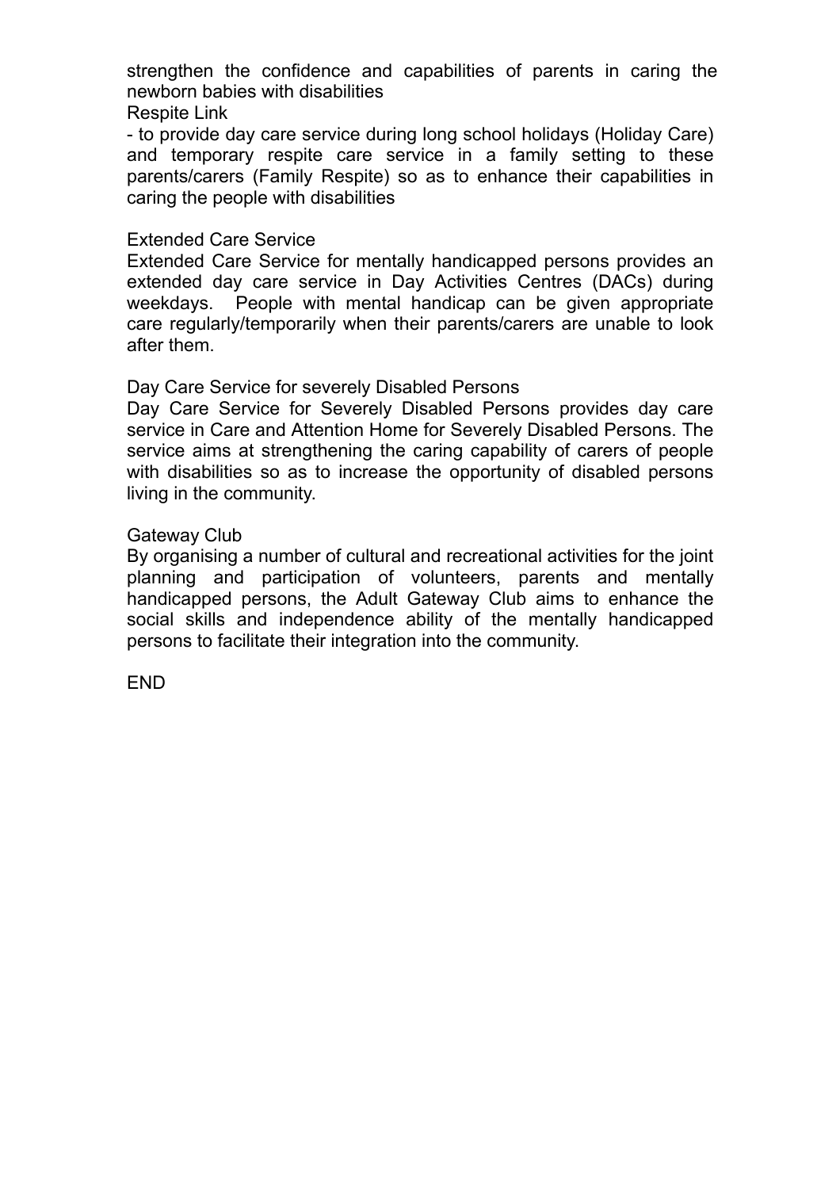strengthen the confidence and capabilities of parents in caring the newborn babies with disabilities

Respite Link

- to provide day care service during long school holidays (Holiday Care) and temporary respite care service in a family setting to these parents/carers (Family Respite) so as to enhance their capabilities in caring the people with disabilities

Extended Care Service

Extended Care Service for mentally handicapped persons provides an extended day care service in Day Activities Centres (DACs) during weekdays. People with mental handicap can be given appropriate care regularly/temporarily when their parents/carers are unable to look after them.

Day Care Service for severely Disabled Persons

Day Care Service for Severely Disabled Persons provides day care service in Care and Attention Home for Severely Disabled Persons. The service aims at strengthening the caring capability of carers of people with disabilities so as to increase the opportunity of disabled persons living in the community.

Gateway Club

By organising a number of cultural and recreational activities for the joint planning and participation of volunteers, parents and mentally handicapped persons, the Adult Gateway Club aims to enhance the social skills and independence ability of the mentally handicapped persons to facilitate their integration into the community.

END